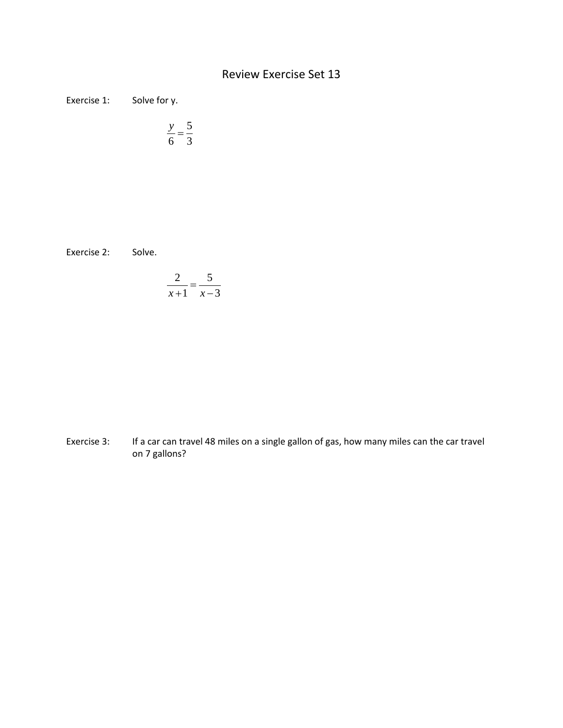# Review Exercise Set 13

Exercise 1: Solve for y.

$$\frac{y}{6} = \frac{5}{3}$$

Exercise 2: Solve.

$$\frac{2}{x+1} = \frac{5}{x-3}$$

Exercise 3: If a car can travel 48 miles on a single gallon of gas, how many miles can the car travel on 7 gallons?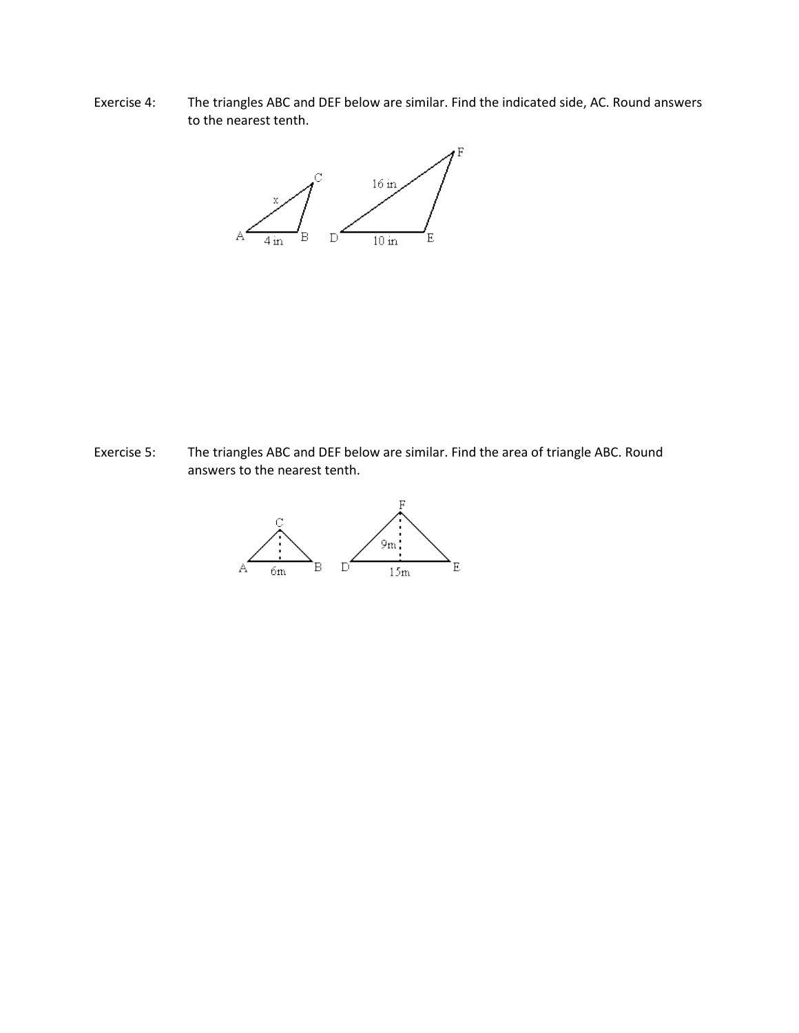Exercise 4: The triangles ABC and DEF below are similar. Find the indicated side, AC. Round answers to the nearest tenth.

Exercise 5: The triangles ABC and DEF below are similar. Find the area of triangle ABC. Round answers to the nearest tenth.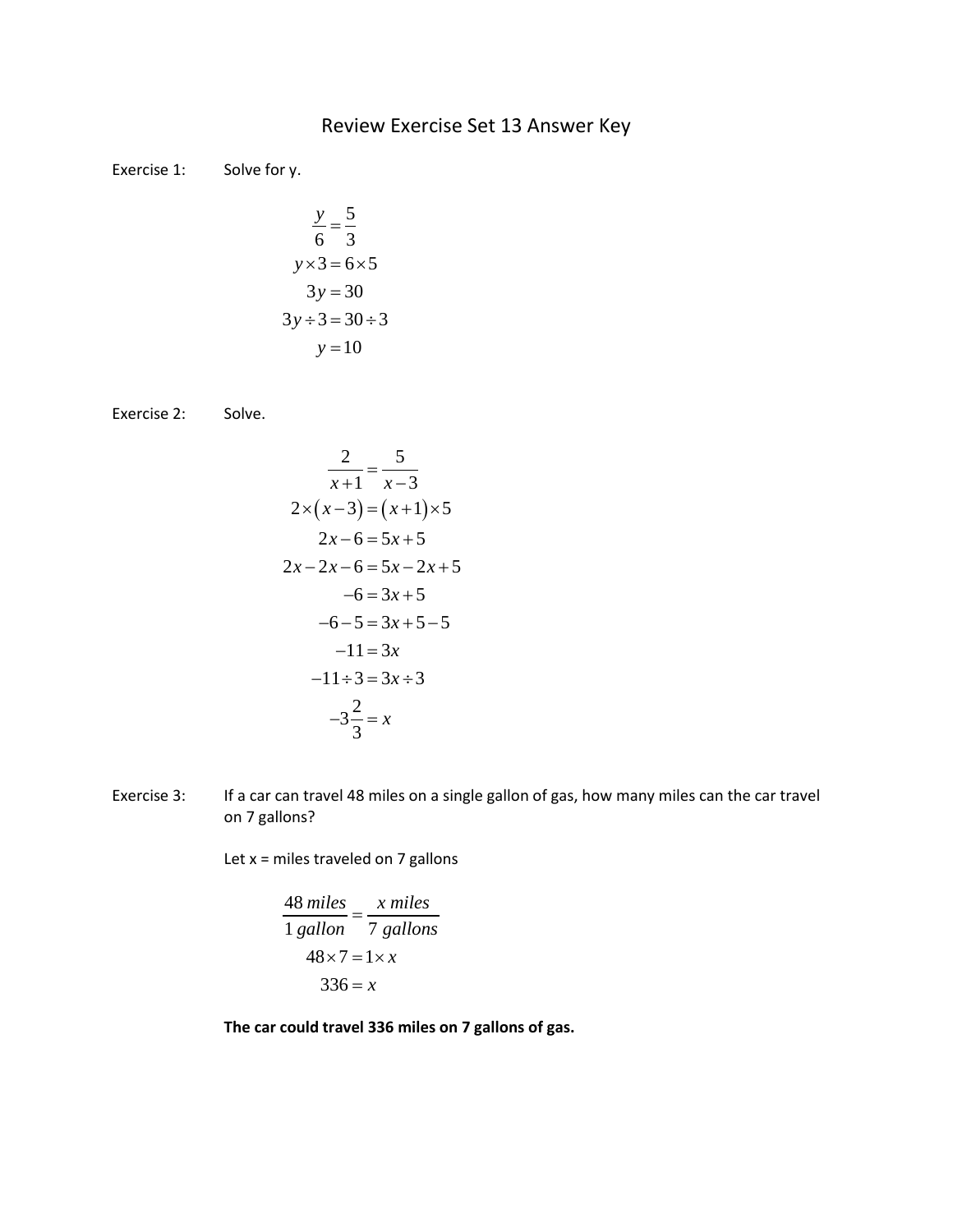# Review Exercise Set 13 Answer Key

Exercise 1: Solve for y.

$$
\begin{aligned}
\frac{y}{6} &= \frac{5}{3} \\
y \times 3 &= 6 \times 5 \\
3y &= 30 \\
3y \div 3 &= 30 \div 3 \\
y &= 10
\end{aligned}
$$

Exercise 2: Solve.

$$
\begin{aligned}
\frac{2}{x+1} &= \frac{5}{x-3} \\
2 \times (x-3) &= (x+1) \times 5 \\
2x - 6 &= 5x + 5 \\
2x - 2x - 6 &= 5x - 2x + 5 \\
-6 &= 3x + 5 \\
-6 - 5 &= 3x + 5 - 5 \\
-11 &= 3x \\
-11 \div 3 &= 3x \div 3 \\
-3\frac{2}{3} &= x
\end{aligned}
$$

Exercise 3: If a car can travel 48 miles on a single gallon of gas, how many miles can the car travel on 7 gallons?

Let x = miles traveled on 7 gallons

$$
\begin{aligned}
\frac{48\, miles}{1\, gallon} &= \frac{x\, miles}{7\, gallons} \\
48 \times 7 &= 1 \times x \\
336 &= x
\end{aligned}
$$

**The car could travel 336 miles on 7 gallons of gas.**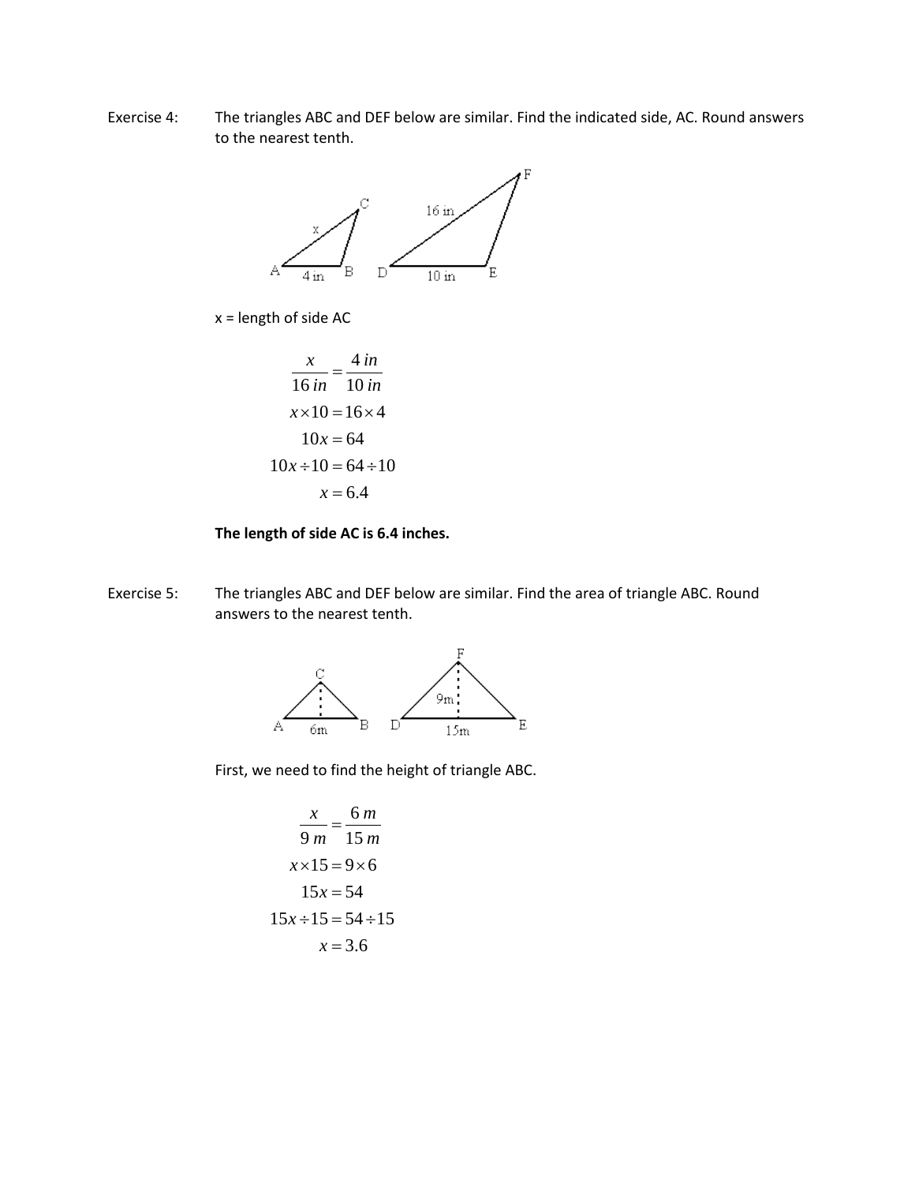Exercise 4: The triangles ABC and DEF below are similar. Find the indicated side, AC. Round answers to the nearest tenth.

x = length of side AC

$$\frac{x}{16\,in} = \frac{4\,in}{10\,in}$$
$$x \times 10 = 16 \times 4$$
$$10x = 64$$
$$10x \div 10 = 64 \div 10$$
$$x = 6.4$$

**The length of side AC is 6.4 inches.**

Exercise 5: The triangles ABC and DEF below are similar. Find the area of triangle ABC. Round answers to the nearest tenth.

First, we need to find the height of triangle ABC.

$$\frac{x}{9\,m} = \frac{6\,m}{15\,m}$$
$$x \times 15 = 9 \times 6$$
$$15x = 54$$
$$15x \div 15 = 54 \div 15$$
$$x = 3.6$$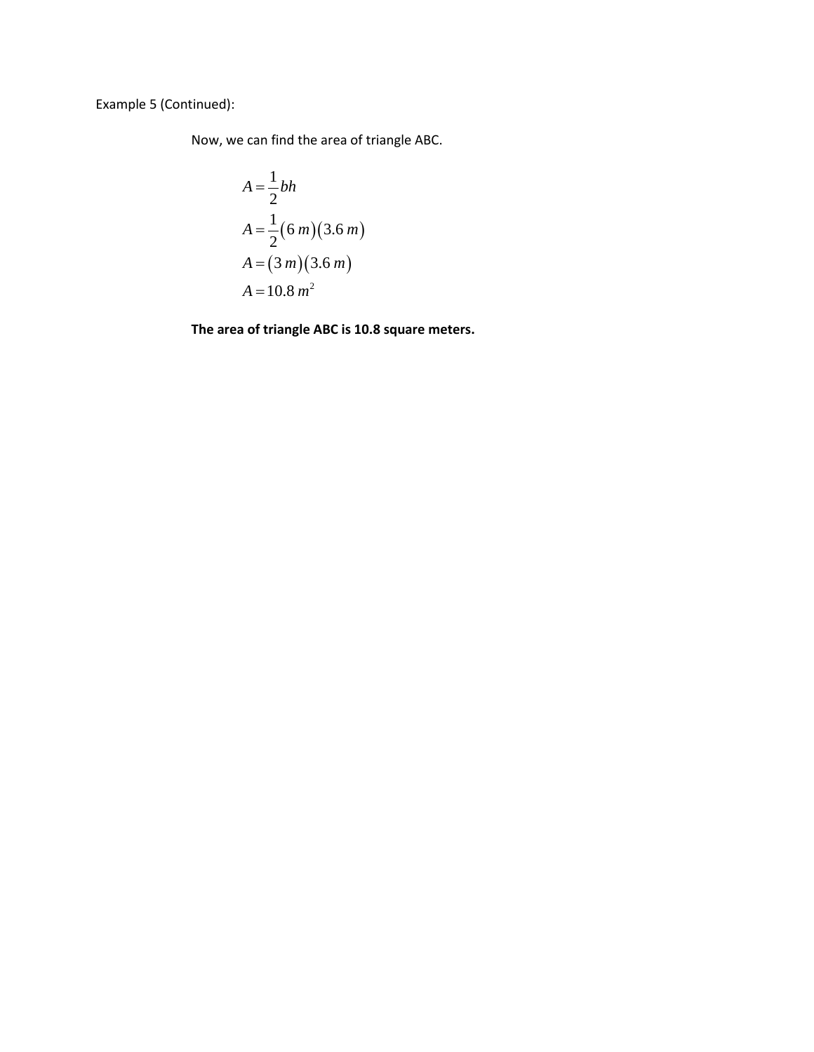Example 5 (Continued):

Now, we can find the area of triangle ABC.

$$A = \frac{1}{2}bh$$

$$A = \frac{1}{2}(6\,m)(3.6\,m)$$

$$A = (3\,m)(3.6\,m)$$

$$A = 10.8\,m^2$$

**The area of triangle ABC is 10.8 square meters.**